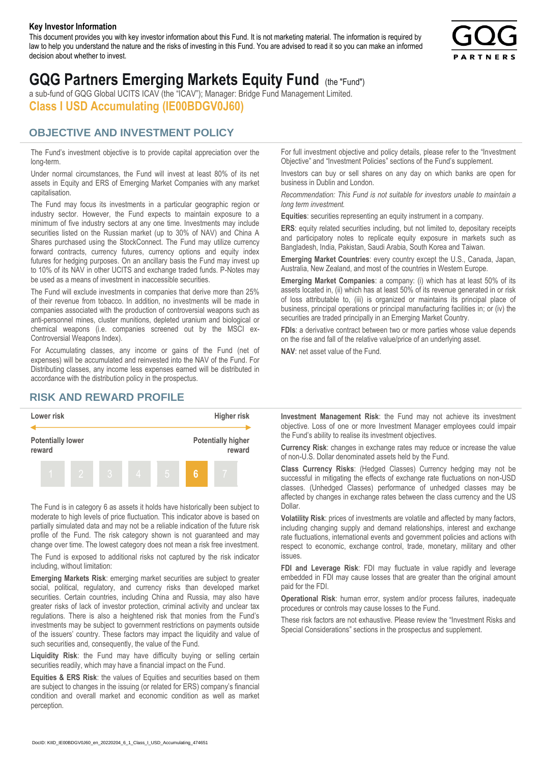**Key Investor Information**

This document provides you with key investor information about this Fund. It is not marketing material. The information is required by law to help you understand the nature and the risks of investing in this Fund. You are advised to read it so you can make an informed decision about whether to invest.

# GQG Partners Emerging Markets Equity Fund (the "Fund")

a sub-fund of GQG Global UCITS ICAV (the "ICAV"); Manager: Bridge Fund Management Limited.

## Class I USD Accumulating (IE00BDGV0J60)

## OBJECTIVE AND INVESTMENT POLICY

The Fund's investment objective is to provide capital appreciation over the long-term.

Under normal circumstances, the Fund will invest at least 80% of its net assets in Equity and ERS of Emerging Market Companies with any market capitalisation.

The Fund may focus its investments in a particular geographic region or industry sector. However, the Fund expects to maintain exposure to a minimum of five industry sectors at any one time. Investments may include securities listed on the Russian market (up to 30% of NAV) and China A Shares purchased using the StockConnect. The Fund may utilize currency forward contracts, currency futures, currency options and equity index futures for hedging purposes. On an ancillary basis the Fund may invest up to 10% of its NAV in other UCITS and exchange traded funds. P-Notes may be used as a means of investment in inaccessible securities.

The Fund will exclude investments in companies that derive more than 25% of their revenue from tobacco. In addition, no investments will be made in companies associated with the production of controversial weapons such as anti-personnel mines, cluster munitions, depleted uranium and biological or chemical weapons (i.e. companies screened out by the MSCI ex-Controversial Weapons Index).

For Accumulating classes, any income or gains of the Fund (net of expenses) will be accumulated and reinvested into the NAV of the Fund. For Distributing classes, any income less expenses earned will be distributed in accordance with the distribution policy in the prospectus.

For full investment objective and policy details, please refer to the "Investment Objective" and "Investment Policies" sections of the Fund's supplement.

Investors can buy or sell shares on any day on which banks are open for business in Dublin and London.

*Recommendation: This Fund is not suitable for investors unable to maintain a long term investment.*

**Equities**: securities representing an equity instrument in a company.

**ERS**: equity related securities including, but not limited to, depositary receipts and participatory notes to replicate equity exposure in markets such as Bangladesh, India, Pakistan, Saudi Arabia, South Korea and Taiwan.

**Emerging Market Countries**: every country except the U.S., Canada, Japan, Australia, New Zealand, and most of the countries in Western Europe.

**Emerging Market Companies**: a company: (i) which has at least 50% of its assets located in, (ii) which has at least 50% of its revenue generated in or risk of loss attributable to, (iii) is organized or maintains its principal place of business, principal operations or principal manufacturing facilities in; or (iv) the securities are traded principally in an Emerging Market Country.

**FDIs**: a derivative contract between two or more parties whose value depends on the rise and fall of the relative value/price of an underlying asset.

**NAV**: net asset value of the Fund.

## RISK AND REWARD PROFILE

| Lower risk | | | | | | Higher risk |
|---|---|---|---|---|---|---|
| Potentially lower reward | | | | | | Potentially higher reward |
| 1 | 2 | 3 | 4 | 5 | **6** | 7 |

The Fund is in category 6 as assets it holds have historically been subject to moderate to high levels of price fluctuation. This indicator above is based on partially simulated data and may not be a reliable indication of the future risk profile of the Fund. The risk category shown is not guaranteed and may change over time. The lowest category does not mean a risk free investment.

The Fund is exposed to additional risks not captured by the risk indicator including, without limitation:

**Emerging Markets Risk**: emerging market securities are subject to greater social, political, regulatory, and currency risks than developed market securities. Certain countries, including China and Russia, may also have greater risks of lack of investor protection, criminal activity and unclear tax regulations. There is also a heightened risk that monies from the Fund's investments may be subject to government restrictions on payments outside of the issuers' country. These factors may impact the liquidity and value of such securities and, consequently, the value of the Fund.

**Liquidity Risk**: the Fund may have difficulty buying or selling certain securities readily, which may have a financial impact on the Fund.

**Equities & ERS Risk**: the values of Equities and securities based on them are subject to changes in the issuing (or related for ERS) company's financial condition and overall market and economic condition as well as market perception.

**Investment Management Risk**: the Fund may not achieve its investment objective. Loss of one or more Investment Manager employees could impair the Fund's ability to realise its investment objectives.

**Currency Risk**: changes in exchange rates may reduce or increase the value of non-U.S. Dollar denominated assets held by the Fund.

**Class Currency Risks**: (Hedged Classes) Currency hedging may not be successful in mitigating the effects of exchange rate fluctuations on non-USD classes. (Unhedged Classes) performance of unhedged classes may be affected by changes in exchange rates between the class currency and the US Dollar.

**Volatility Risk**: prices of investments are volatile and affected by many factors, including changing supply and demand relationships, interest and exchange rate fluctuations, international events and government policies and actions with respect to economic, exchange control, trade, monetary, military and other issues.

**FDI and Leverage Risk**: FDI may fluctuate in value rapidly and leverage embedded in FDI may cause losses that are greater than the original amount paid for the FDI.

**Operational Risk**: human error, system and/or process failures, inadequate procedures or controls may cause losses to the Fund.

These risk factors are not exhaustive. Please review the "Investment Risks and Special Considerations" sections in the prospectus and supplement.

DocID: KIID_IE00BDGV0J60_en_20220204_6_1_Class_I_USD_Accumulating_474651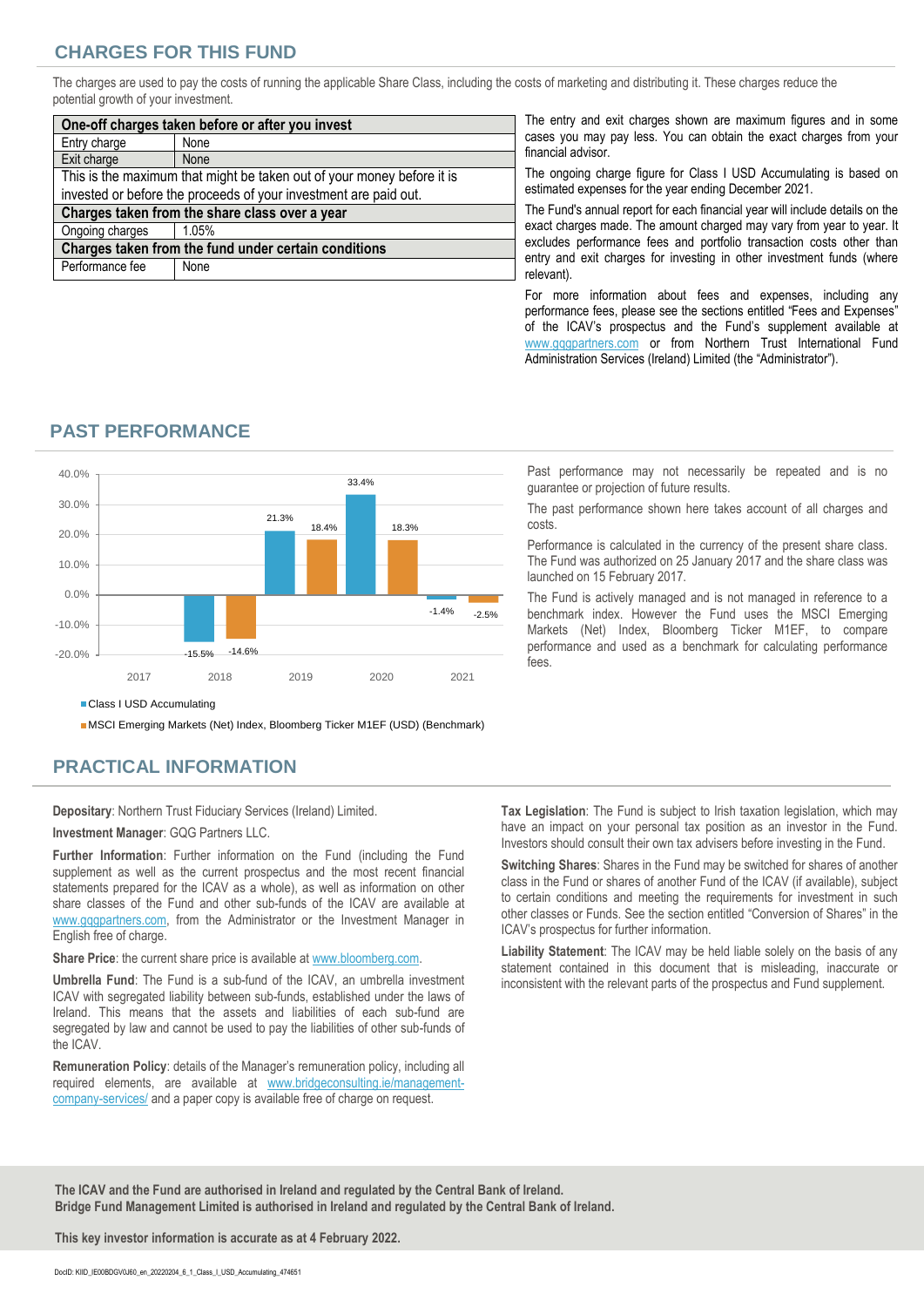## CHARGES FOR THIS FUND

The charges are used to pay the costs of running the applicable Share Class, including the costs of marketing and distributing it. These charges reduce the potential growth of your investment.

| One-off charges taken before or after you invest | |
|---|---|
| Entry charge | None |
| Exit charge | None |
| This is the maximum that might be taken out of your money before it is invested or before the proceeds of your investment are paid out. | |
| **Charges taken from the share class over a year** | |
| Ongoing charges | 1.05% |
| **Charges taken from the fund under certain conditions** | |
| Performance fee | None |

The entry and exit charges shown are maximum figures and in some cases you may pay less. You can obtain the exact charges from your financial advisor.

The ongoing charge figure for Class I USD Accumulating is based on estimated expenses for the year ending December 2021.

The Fund's annual report for each financial year will include details on the exact charges made. The amount charged may vary from year to year. It excludes performance fees and portfolio transaction costs other than entry and exit charges for investing in other investment funds (where relevant).

For more information about fees and expenses, including any performance fees, please see the sections entitled "Fees and Expenses" of the ICAV's prospectus and the Fund's supplement available at www.gqgpartners.com or from Northern Trust International Fund Administration Services (Ireland) Limited (the "Administrator").

## PAST PERFORMANCE

40.0%
30.0%
20.0%
10.0%
0.0%
-10.0%
-20.0%

2017
2018
2019
2020
2021

-15.5%
-14.6%
21.3%
18.4%
33.4%
18.3%
-1.4%
-2.5%

Class I USD Accumulating

MSCI Emerging Markets (Net) Index, Bloomberg Ticker M1EF (USD) (Benchmark)

Past performance may not necessarily be repeated and is no guarantee or projection of future results.

The past performance shown here takes account of all charges and costs.

Performance is calculated in the currency of the present share class. The Fund was authorized on 25 January 2017 and the share class was launched on 15 February 2017.

The Fund is actively managed and is not managed in reference to a benchmark index. However the Fund uses the MSCI Emerging Markets (Net) Index, Bloomberg Ticker M1EF, to compare performance and used as a benchmark for calculating performance fees.

## PRACTICAL INFORMATION

**Depositary**: Northern Trust Fiduciary Services (Ireland) Limited.

**Investment Manager**: GQG Partners LLC.

**Further Information**: Further information on the Fund (including the Fund supplement as well as the current prospectus and the most recent financial statements prepared for the ICAV as a whole), as well as information on other share classes of the Fund and other sub-funds of the ICAV are available at www.gqgpartners.com, from the Administrator or the Investment Manager in English free of charge.

**Share Price**: the current share price is available at www.bloomberg.com.

**Umbrella Fund**: The Fund is a sub-fund of the ICAV, an umbrella investment ICAV with segregated liability between sub-funds, established under the laws of Ireland. This means that the assets and liabilities of each sub-fund are segregated by law and cannot be used to pay the liabilities of other sub-funds of the ICAV.

**Remuneration Policy**: details of the Manager's remuneration policy, including all required elements, are available at www.bridgeconsulting.ie/management-company-services/ and a paper copy is available free of charge on request.

**Tax Legislation**: The Fund is subject to Irish taxation legislation, which may have an impact on your personal tax position as an investor in the Fund. Investors should consult their own tax advisers before investing in the Fund.

**Switching Shares**: Shares in the Fund may be switched for shares of another class in the Fund or shares of another Fund of the ICAV (if available), subject to certain conditions and meeting the requirements for investment in such other classes or Funds. See the section entitled "Conversion of Shares" in the ICAV's prospectus for further information.

**Liability Statement**: The ICAV may be held liable solely on the basis of any statement contained in this document that is misleading, inaccurate or inconsistent with the relevant parts of the prospectus and Fund supplement.

**The ICAV and the Fund are authorised in Ireland and regulated by the Central Bank of Ireland.**
**Bridge Fund Management Limited is authorised in Ireland and regulated by the Central Bank of Ireland.**

**This key investor information is accurate as at 4 February 2022.**

DocID: KIID_IE00BDGV0J60_en_20220204_6_1_Class_I_USD_Accumulating_474651